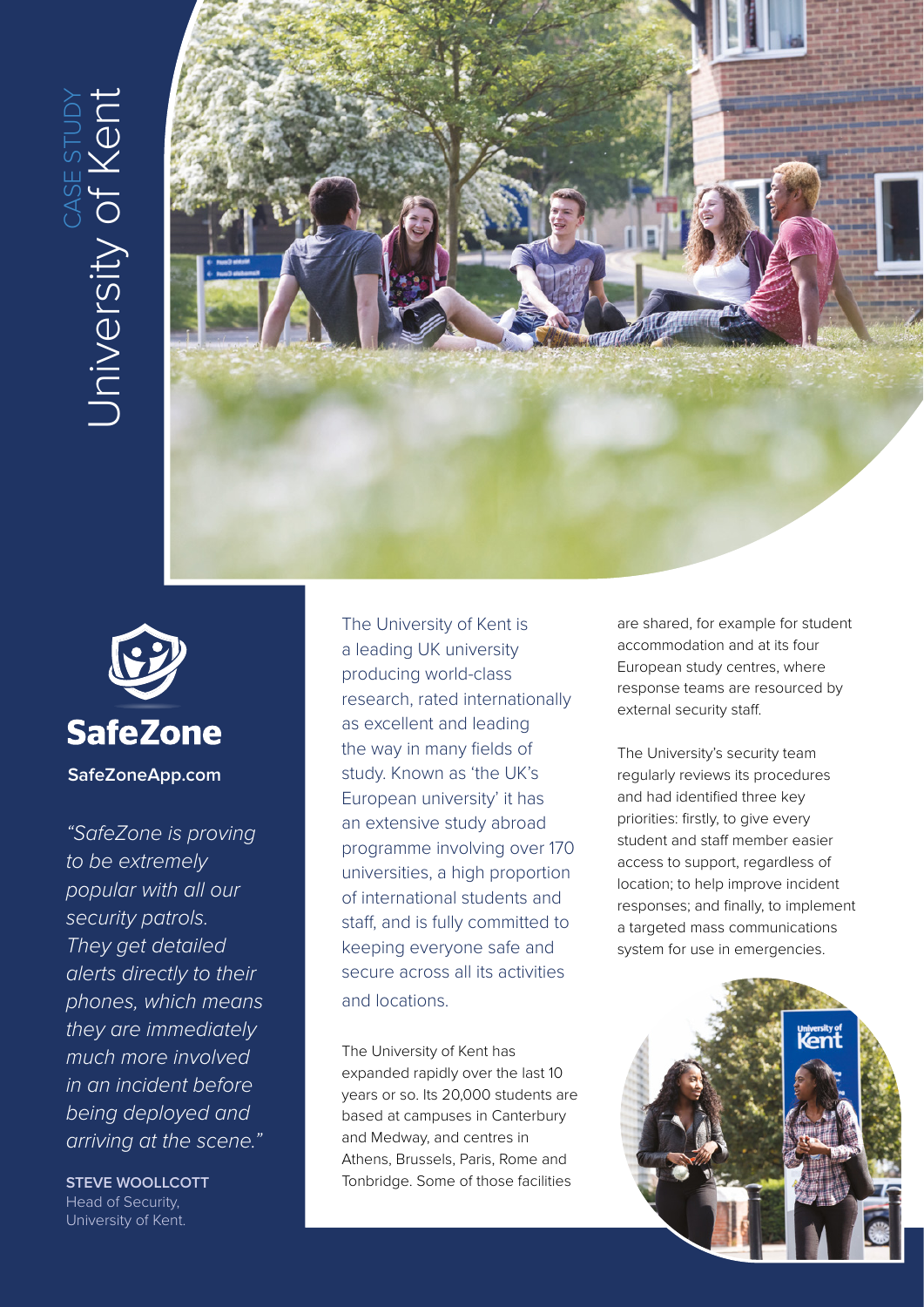# CASE STUDY University of Kent

**SafeZone**

**SafeZoneApp.com**

*"SafeZone is proving to be extremely popular with all our security patrols. They get detailed alerts directly to their phones, which means they are immediately much more involved in an incident before being deployed and arriving at the scene."*

**STEVE WOOLLCOTT**
Head of Security,
University of Kent.

The University of Kent is a leading UK university producing world-class research, rated internationally as excellent and leading the way in many fields of study. Known as 'the UK's European university' it has an extensive study abroad programme involving over 170 universities, a high proportion of international students and staff, and is fully committed to keeping everyone safe and secure across all its activities and locations.

The University of Kent has expanded rapidly over the last 10 years or so. Its 20,000 students are based at campuses in Canterbury and Medway, and centres in Athens, Brussels, Paris, Rome and Tonbridge. Some of those facilities are shared, for example for student accommodation and at its four European study centres, where response teams are resourced by external security staff.

The University's security team regularly reviews its procedures and had identified three key priorities: firstly, to give every student and staff member easier access to support, regardless of location; to help improve incident responses; and finally, to implement a targeted mass communications system for use in emergencies.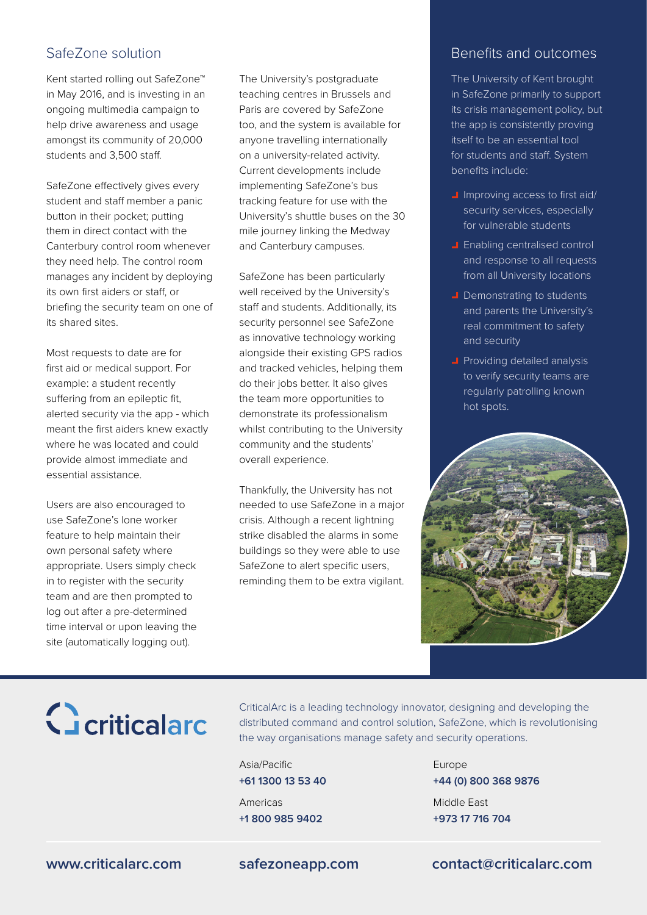## SafeZone solution

Kent started rolling out SafeZone™ in May 2016, and is investing in an ongoing multimedia campaign to help drive awareness and usage amongst its community of 20,000 students and 3,500 staff.

SafeZone effectively gives every student and staff member a panic button in their pocket; putting them in direct contact with the Canterbury control room whenever they need help. The control room manages any incident by deploying its own first aiders or staff, or briefing the security team on one of its shared sites.

Most requests to date are for first aid or medical support. For example: a student recently suffering from an epileptic fit, alerted security via the app - which meant the first aiders knew exactly where he was located and could provide almost immediate and essential assistance.

Users are also encouraged to use SafeZone's lone worker feature to help maintain their own personal safety where appropriate. Users simply check in to register with the security team and are then prompted to log out after a pre-determined time interval or upon leaving the site (automatically logging out).

The University's postgraduate teaching centres in Brussels and Paris are covered by SafeZone too, and the system is available for anyone travelling internationally on a university-related activity. Current developments include implementing SafeZone's bus tracking feature for use with the University's shuttle buses on the 30 mile journey linking the Medway and Canterbury campuses.

SafeZone has been particularly well received by the University's staff and students. Additionally, its security personnel see SafeZone as innovative technology working alongside their existing GPS radios and tracked vehicles, helping them do their jobs better. It also gives the team more opportunities to demonstrate its professionalism whilst contributing to the University community and the students' overall experience.

Thankfully, the University has not needed to use SafeZone in a major crisis. Although a recent lightning strike disabled the alarms in some buildings so they were able to use SafeZone to alert specific users, reminding them to be extra vigilant.

## Benefits and outcomes

The University of Kent brought in SafeZone primarily to support its crisis management policy, but the app is consistently proving itself to be an essential tool for students and staff. System benefits include:

- Improving access to first aid/ security services, especially for vulnerable students
- Enabling centralised control and response to all requests from all University locations
- Demonstrating to students and parents the University's real commitment to safety and security
- Providing detailed analysis to verify security teams are regularly patrolling known hot spots.

criticalarc

CriticalArc is a leading technology innovator, designing and developing the distributed command and control solution, SafeZone, which is revolutionising the way organisations manage safety and security operations.

Asia/Pacific
**+61 1300 13 53 40**

Americas
**+1 800 985 9402**

Europe
**+44 (0) 800 368 9876**

Middle East
**+973 17 716 704**

**www.criticalarc.com** **safezoneapp.com** **contact@criticalarc.com**